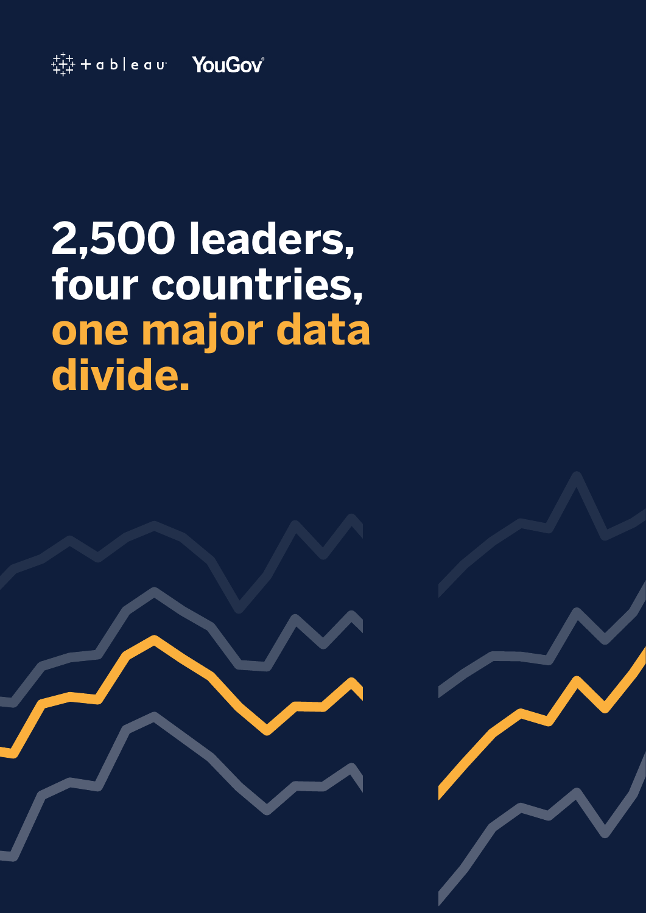tableau YouGov

# 2,500 leaders, four countries, one major data divide.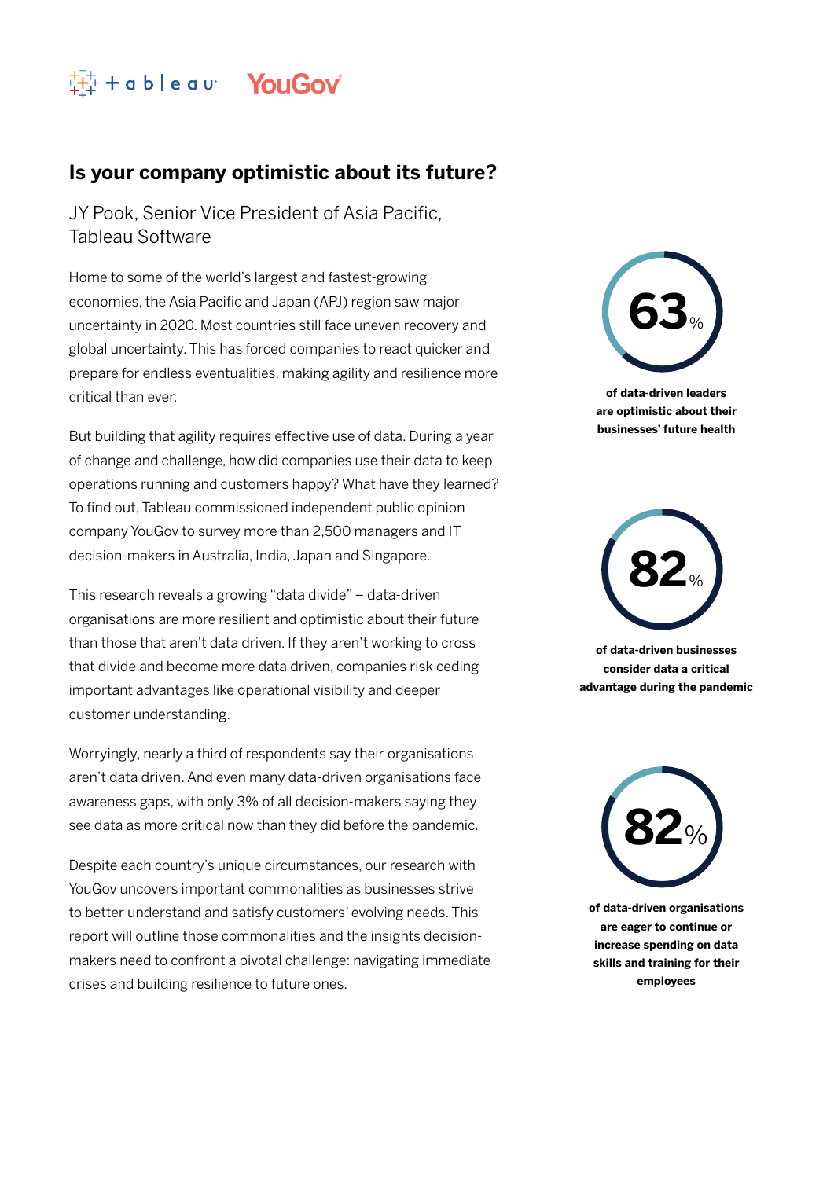## Is your company optimistic about its future?

JY Pook, Senior Vice President of Asia Pacific, Tableau Software

Home to some of the world's largest and fastest-growing economies, the Asia Pacific and Japan (APJ) region saw major uncertainty in 2020. Most countries still face uneven recovery and global uncertainty. This has forced companies to react quicker and prepare for endless eventualities, making agility and resilience more critical than ever.

But building that agility requires effective use of data. During a year of change and challenge, how did companies use their data to keep operations running and customers happy? What have they learned? To find out, Tableau commissioned independent public opinion company YouGov to survey more than 2,500 managers and IT decision-makers in Australia, India, Japan and Singapore.

This research reveals a growing "data divide" – data-driven organisations are more resilient and optimistic about their future than those that aren't data driven. If they aren't working to cross that divide and become more data driven, companies risk ceding important advantages like operational visibility and deeper customer understanding.

Worryingly, nearly a third of respondents say their organisations aren't data driven. And even many data-driven organisations face awareness gaps, with only 3% of all decision-makers saying they see data as more critical now than they did before the pandemic.

Despite each country's unique circumstances, our research with YouGov uncovers important commonalities as businesses strive to better understand and satisfy customers' evolving needs. This report will outline those commonalities and the insights decision-makers need to confront a pivotal challenge: navigating immediate crises and building resilience to future ones.

**63%**

**of data-driven leaders are optimistic about their businesses' future health**

**82%**

**of data-driven businesses consider data a critical advantage during the pandemic**

**82%**

**of data-driven organisations are eager to continue or increase spending on data skills and training for their employees**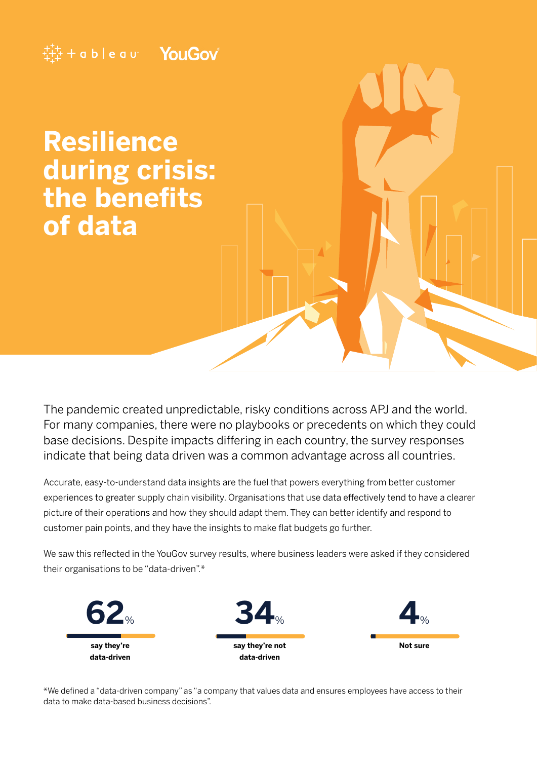# Resilience during crisis: the benefits of data

The pandemic created unpredictable, risky conditions across APJ and the world. For many companies, there were no playbooks or precedents on which they could base decisions. Despite impacts differing in each country, the survey responses indicate that being data driven was a common advantage across all countries.

Accurate, easy-to-understand data insights are the fuel that powers everything from better customer experiences to greater supply chain visibility. Organisations that use data effectively tend to have a clearer picture of their operations and how they should adapt them. They can better identify and respond to customer pain points, and they have the insights to make flat budgets go further.

We saw this reflected in the YouGov survey results, where business leaders were asked if they considered their organisations to be "data-driven".*

**62%** say they're data-driven

**34%** say they're not data-driven

**4%** Not sure

*We defined a "data-driven company" as "a company that values data and ensures employees have access to their data to make data-based business decisions".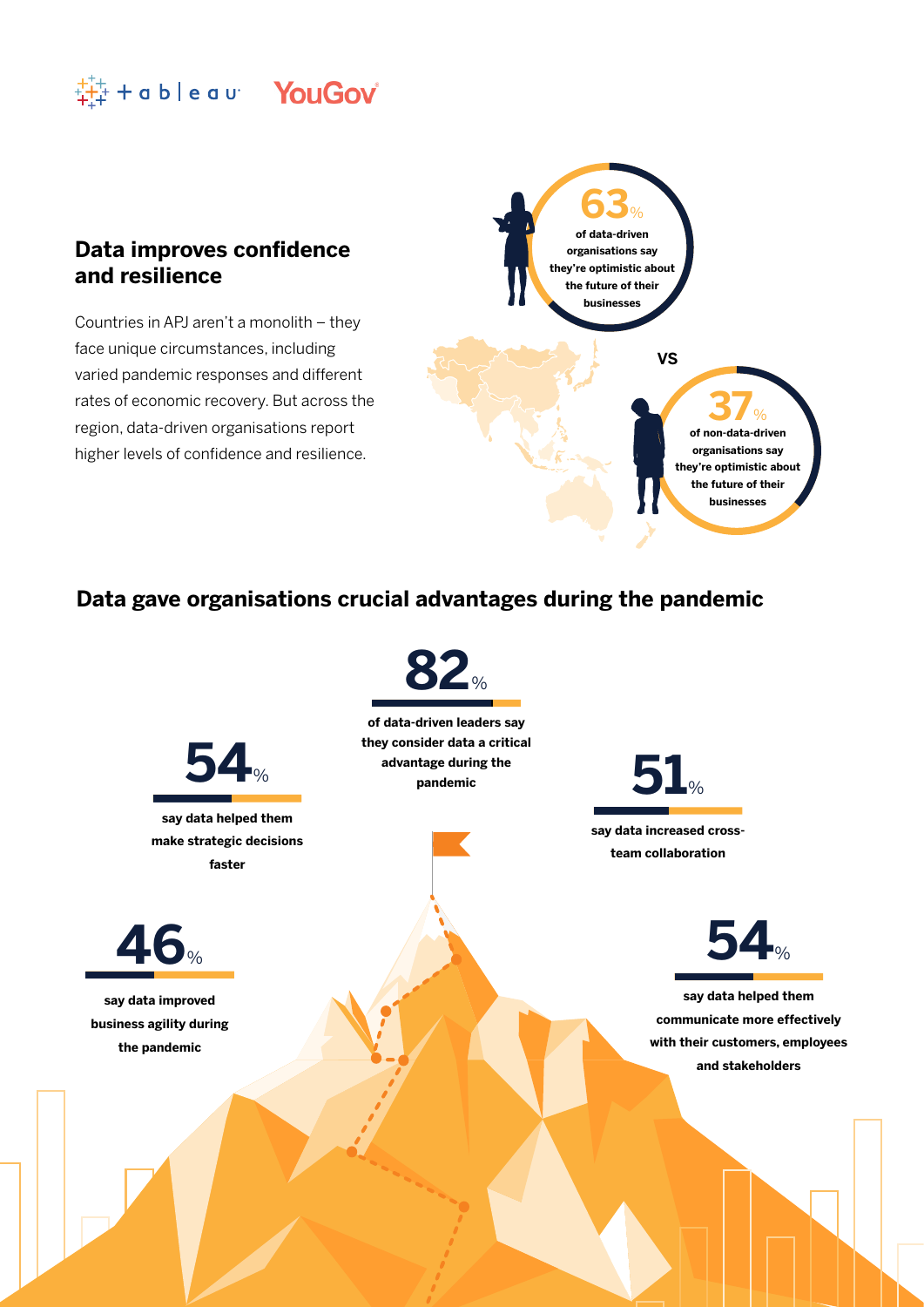## Data improves confidence and resilience

Countries in APJ aren't a monolith – they face unique circumstances, including varied pandemic responses and different rates of economic recovery. But across the region, data-driven organisations report higher levels of confidence and resilience.

**63%** of data-driven organisations say they're optimistic about the future of their businesses

**VS**

**37%** of non-data-driven organisations say they're optimistic about the future of their businesses

## Data gave organisations crucial advantages during the pandemic

**82%** of data-driven leaders say they consider data a critical advantage during the pandemic

**54%** say data helped them make strategic decisions faster

**51%** say data increased cross-team collaboration

**46%** say data improved business agility during the pandemic

**54%** say data helped them communicate more effectively with their customers, employees and stakeholders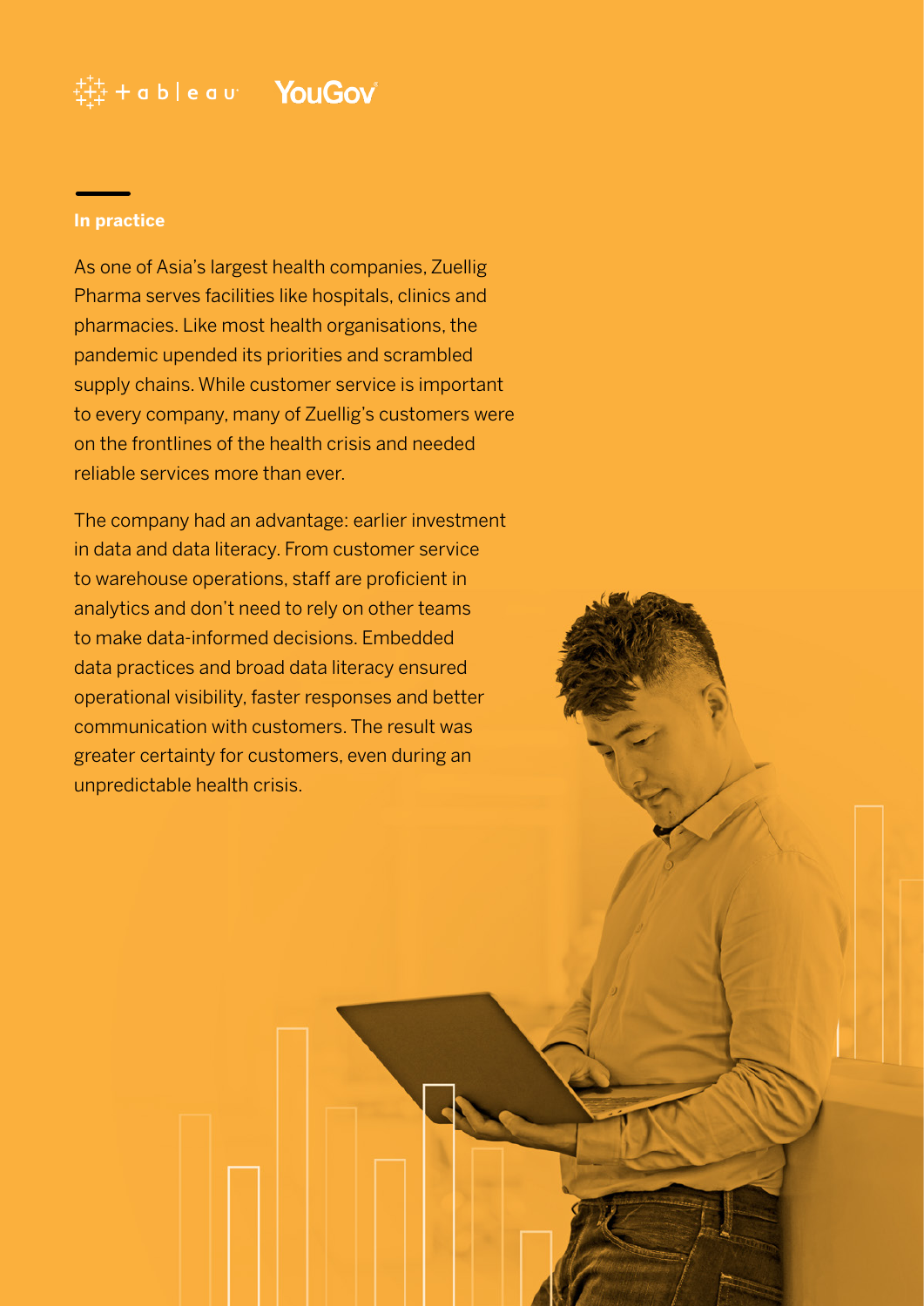## In practice

As one of Asia's largest health companies, Zuellig Pharma serves facilities like hospitals, clinics and pharmacies. Like most health organisations, the pandemic upended its priorities and scrambled supply chains. While customer service is important to every company, many of Zuellig's customers were on the frontlines of the health crisis and needed reliable services more than ever.

The company had an advantage: earlier investment in data and data literacy. From customer service to warehouse operations, staff are proficient in analytics and don't need to rely on other teams to make data-informed decisions. Embedded data practices and broad data literacy ensured operational visibility, faster responses and better communication with customers. The result was greater certainty for customers, even during an unpredictable health crisis.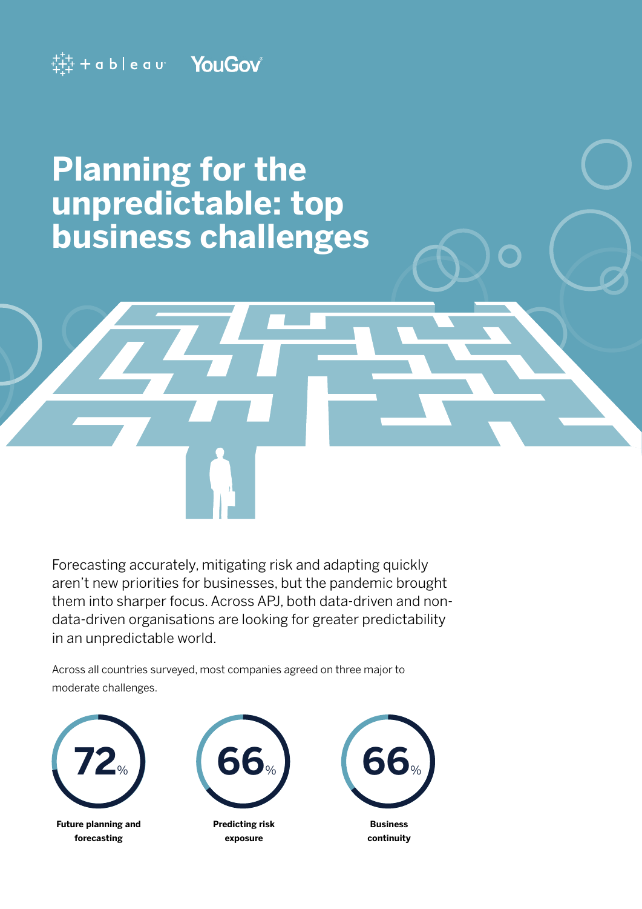# Planning for the unpredictable: top business challenges

Forecasting accurately, mitigating risk and adapting quickly aren't new priorities for businesses, but the pandemic brought them into sharper focus. Across APJ, both data-driven and non-data-driven organisations are looking for greater predictability in an unpredictable world.

Across all countries surveyed, most companies agreed on three major to moderate challenges.

**72%**
**Future planning and forecasting**

**66%**
**Predicting risk exposure**

**66%**
**Business continuity**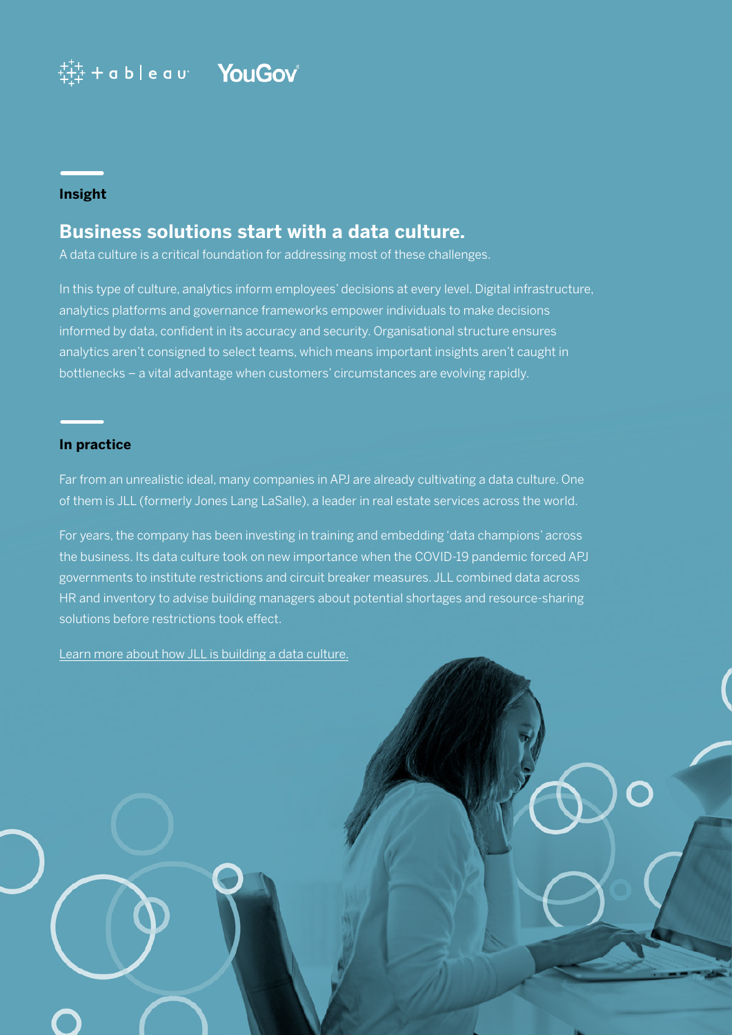## Insight

## Business solutions start with a data culture.

A data culture is a critical foundation for addressing most of these challenges.

In this type of culture, analytics inform employees' decisions at every level. Digital infrastructure, analytics platforms and governance frameworks empower individuals to make decisions informed by data, confident in its accuracy and security. Organisational structure ensures analytics aren't consigned to select teams, which means important insights aren't caught in bottlenecks – a vital advantage when customers' circumstances are evolving rapidly.

## In practice

Far from an unrealistic ideal, many companies in APJ are already cultivating a data culture. One of them is JLL (formerly Jones Lang LaSalle), a leader in real estate services across the world.

For years, the company has been investing in training and embedding 'data champions' across the business. Its data culture took on new importance when the COVID-19 pandemic forced APJ governments to institute restrictions and circuit breaker measures. JLL combined data across HR and inventory to advise building managers about potential shortages and resource-sharing solutions before restrictions took effect.

Learn more about how JLL is building a data culture.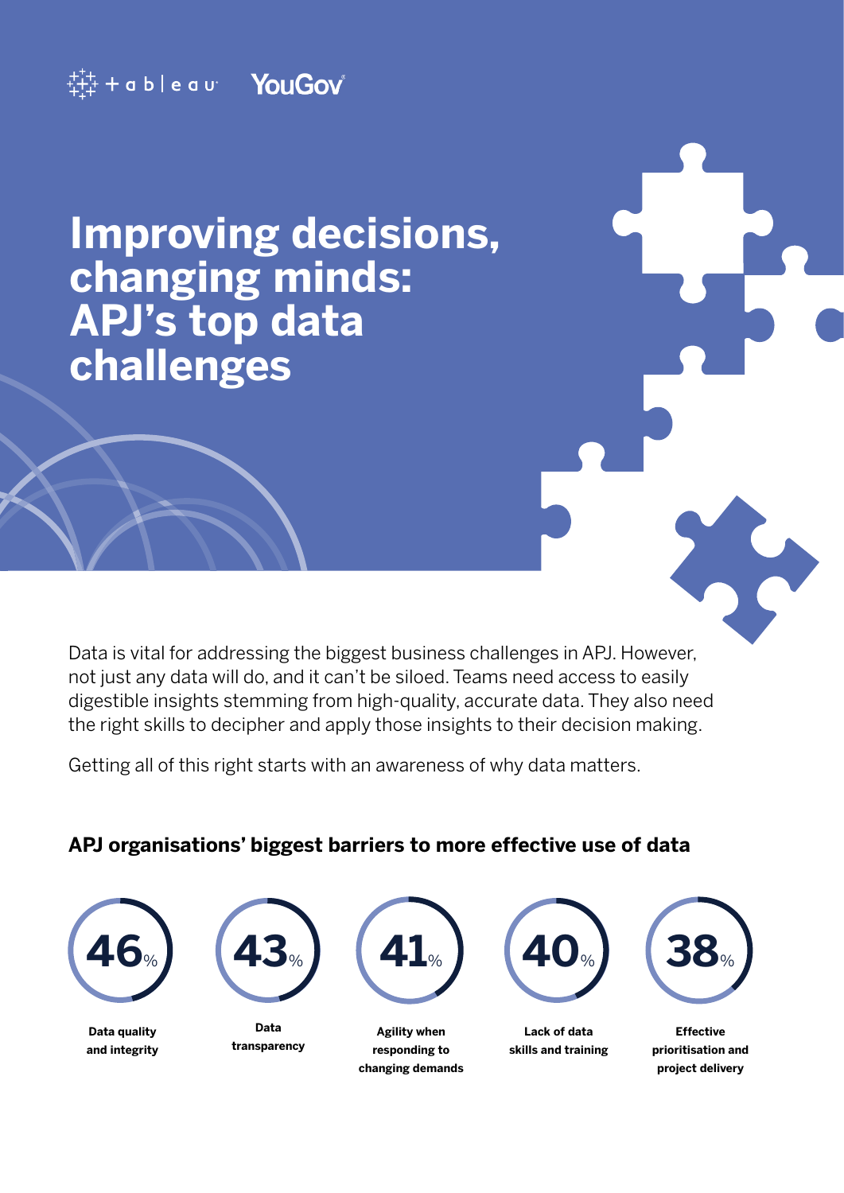# Improving decisions, changing minds: APJ's top data challenges

Data is vital for addressing the biggest business challenges in APJ. However, not just any data will do, and it can't be siloed. Teams need access to easily digestible insights stemming from high-quality, accurate data. They also need the right skills to decipher and apply those insights to their decision making.

Getting all of this right starts with an awareness of why data matters.

## APJ organisations' biggest barriers to more effective use of data

- **46%** — **Data quality and integrity**
- **43%** — **Data transparency**
- **41%** — **Agility when responding to changing demands**
- **40%** — **Lack of data skills and training**
- **38%** — **Effective prioritisation and project delivery**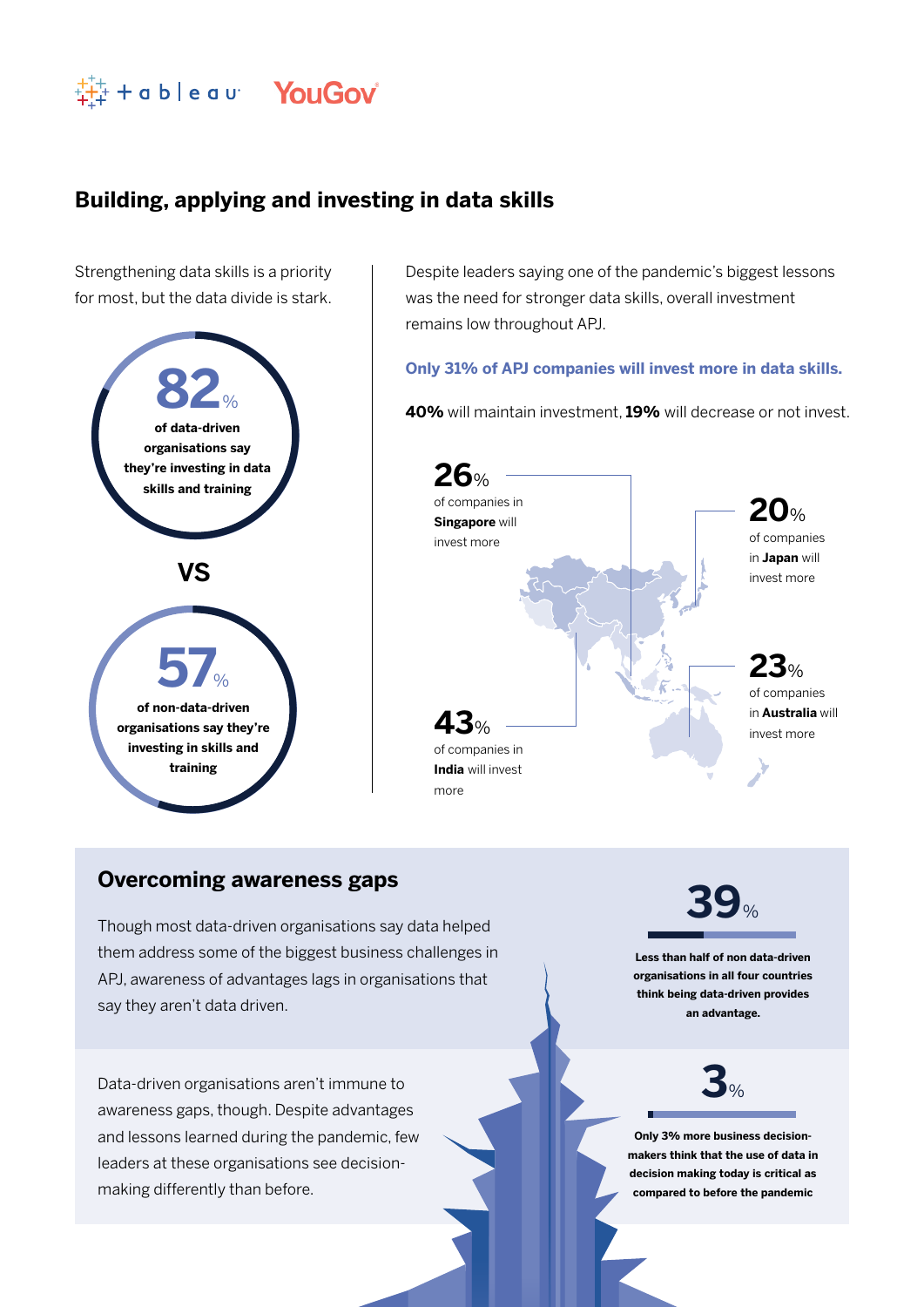## Building, applying and investing in data skills

Strengthening data skills is a priority for most, but the data divide is stark.

**82%** of data-driven organisations say they're investing in data skills and training

**VS**

**57%** of non-data-driven organisations say they're investing in skills and training

Despite leaders saying one of the pandemic's biggest lessons was the need for stronger data skills, overall investment remains low throughout APJ.

**Only 31% of APJ companies will invest more in data skills.**

**40%** will maintain investment, **19%** will decrease or not invest.

**26%** of companies in **Singapore** will invest more

**20%** of companies in **Japan** will invest more

**23%** of companies in **Australia** will invest more

**43%** of companies in **India** will invest more

## Overcoming awareness gaps

Though most data-driven organisations say data helped them address some of the biggest business challenges in APJ, awareness of advantages lags in organisations that say they aren't data driven.

**39%**

**Less than half of non data-driven organisations in all four countries think being data-driven provides an advantage.**

Data-driven organisations aren't immune to awareness gaps, though. Despite advantages and lessons learned during the pandemic, few leaders at these organisations see decision-making differently than before.

**3%**

**Only 3% more business decision-makers think that the use of data in decision making today is critical as compared to before the pandemic**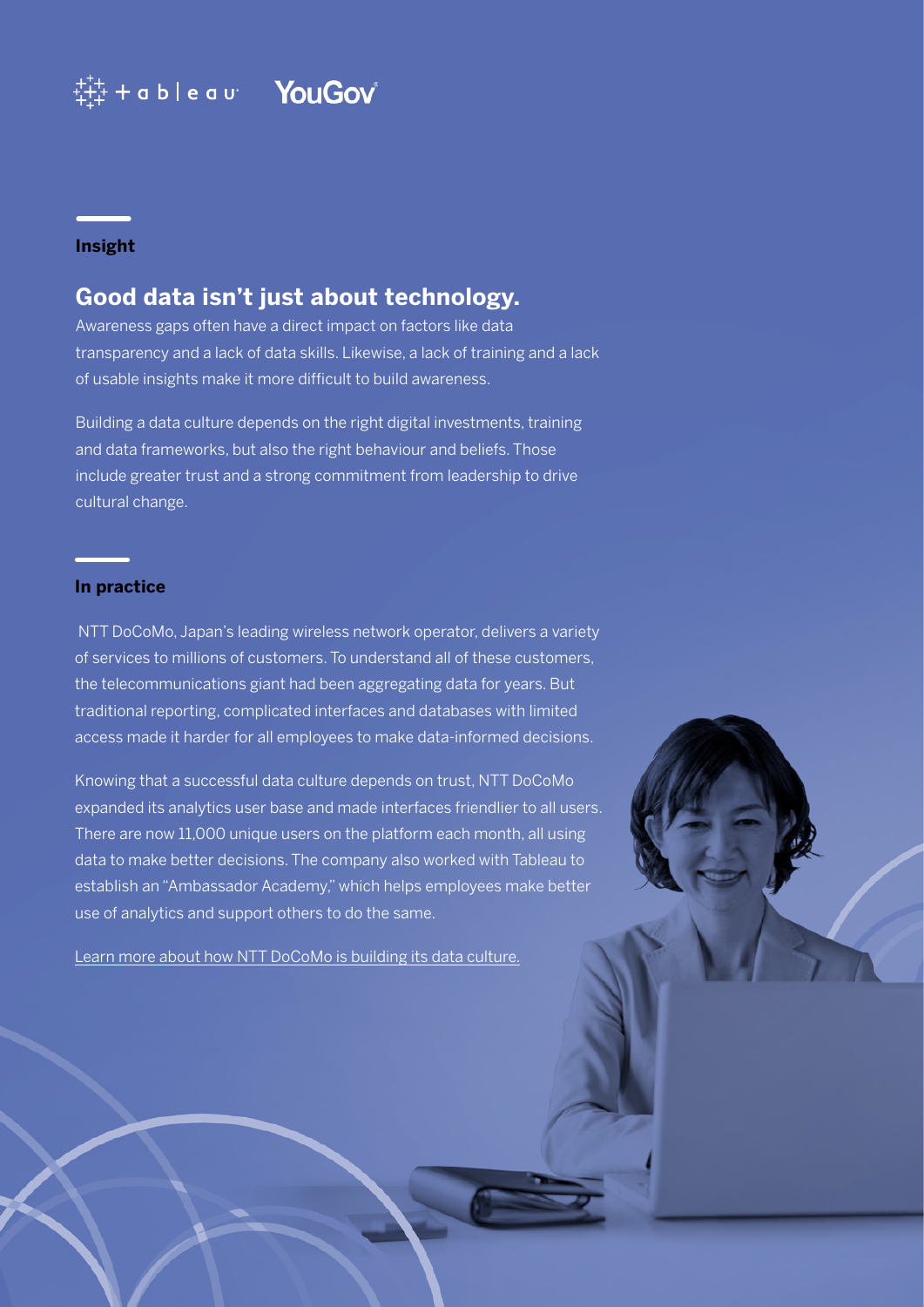## Insight

### Good data isn't just about technology.

Awareness gaps often have a direct impact on factors like data transparency and a lack of data skills. Likewise, a lack of training and a lack of usable insights make it more difficult to build awareness.

Building a data culture depends on the right digital investments, training and data frameworks, but also the right behaviour and beliefs. Those include greater trust and a strong commitment from leadership to drive cultural change.

## In practice

NTT DoCoMo, Japan's leading wireless network operator, delivers a variety of services to millions of customers. To understand all of these customers, the telecommunications giant had been aggregating data for years. But traditional reporting, complicated interfaces and databases with limited access made it harder for all employees to make data-informed decisions.

Knowing that a successful data culture depends on trust, NTT DoCoMo expanded its analytics user base and made interfaces friendlier to all users. There are now 11,000 unique users on the platform each month, all using data to make better decisions. The company also worked with Tableau to establish an "Ambassador Academy," which helps employees make better use of analytics and support others to do the same.

Learn more about how NTT DoCoMo is building its data culture.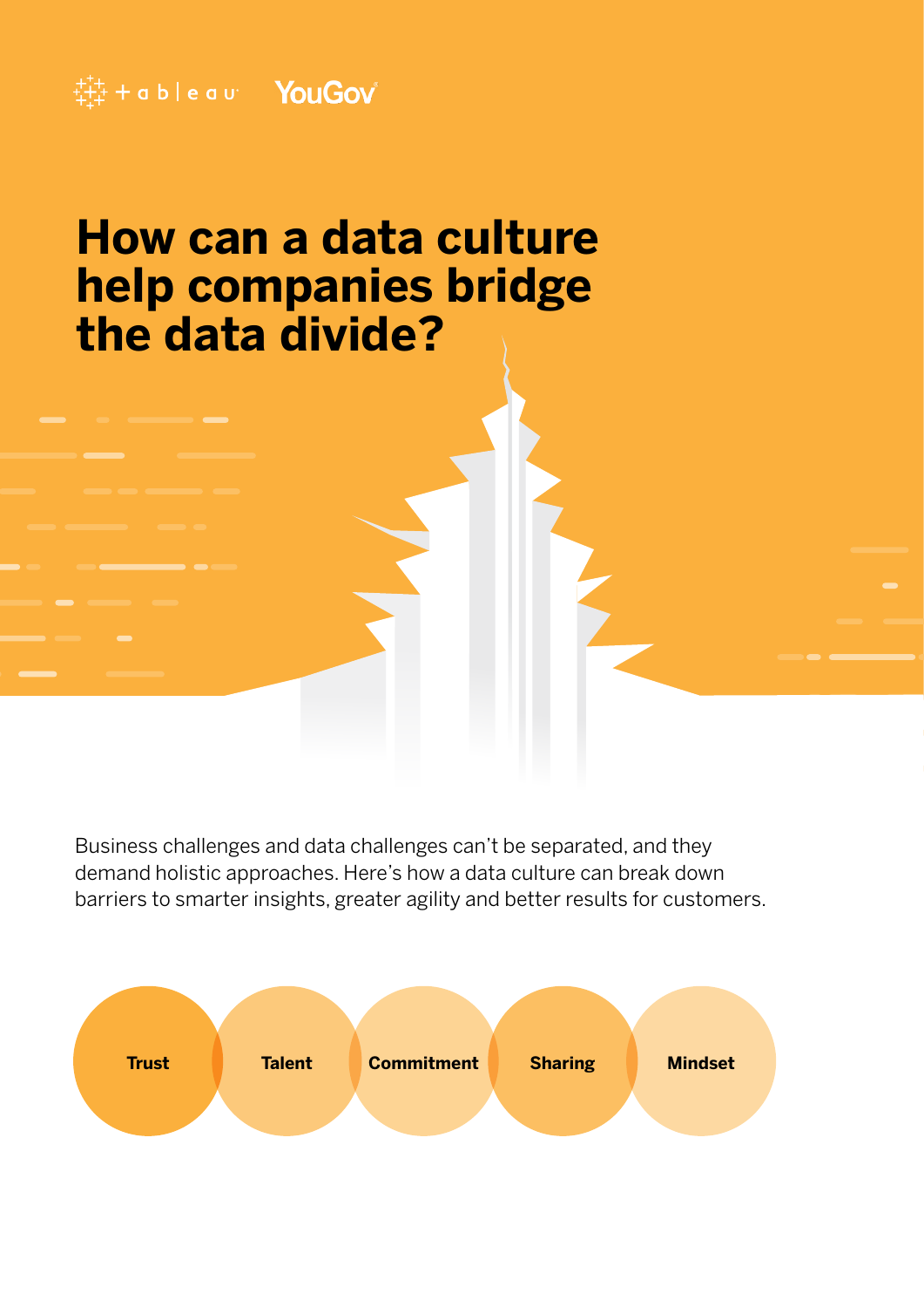tableau YouGov

# How can a data culture help companies bridge the data divide?

Business challenges and data challenges can't be separated, and they demand holistic approaches. Here's how a data culture can break down barriers to smarter insights, greater agility and better results for customers.

**Trust** | **Talent** | **Commitment** | **Sharing** | **Mindset**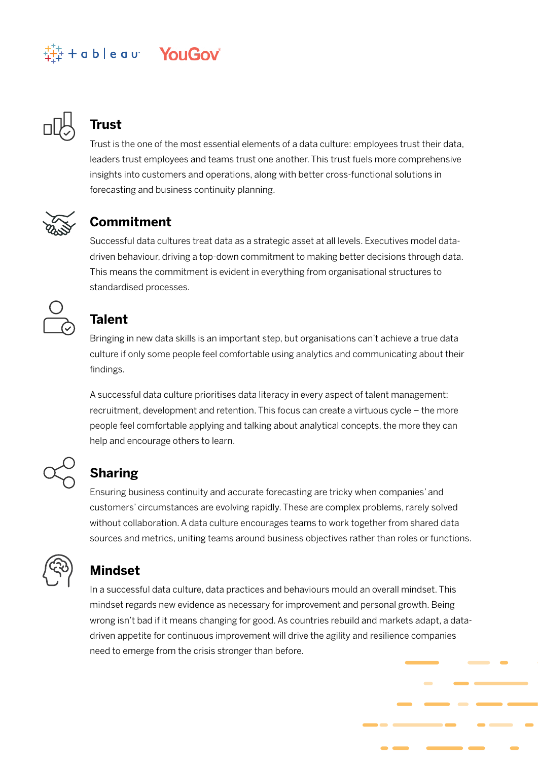## Trust

Trust is the one of the most essential elements of a data culture: employees trust their data, leaders trust employees and teams trust one another. This trust fuels more comprehensive insights into customers and operations, along with better cross-functional solutions in forecasting and business continuity planning.

## Commitment

Successful data cultures treat data as a strategic asset at all levels. Executives model data-driven behaviour, driving a top-down commitment to making better decisions through data. This means the commitment is evident in everything from organisational structures to standardised processes.

## Talent

Bringing in new data skills is an important step, but organisations can't achieve a true data culture if only some people feel comfortable using analytics and communicating about their findings.

A successful data culture prioritises data literacy in every aspect of talent management: recruitment, development and retention. This focus can create a virtuous cycle – the more people feel comfortable applying and talking about analytical concepts, the more they can help and encourage others to learn.

## Sharing

Ensuring business continuity and accurate forecasting are tricky when companies' and customers' circumstances are evolving rapidly. These are complex problems, rarely solved without collaboration. A data culture encourages teams to work together from shared data sources and metrics, uniting teams around business objectives rather than roles or functions.

## Mindset

In a successful data culture, data practices and behaviours mould an overall mindset. This mindset regards new evidence as necessary for improvement and personal growth. Being wrong isn't bad if it means changing for good. As countries rebuild and markets adapt, a data-driven appetite for continuous improvement will drive the agility and resilience companies need to emerge from the crisis stronger than before.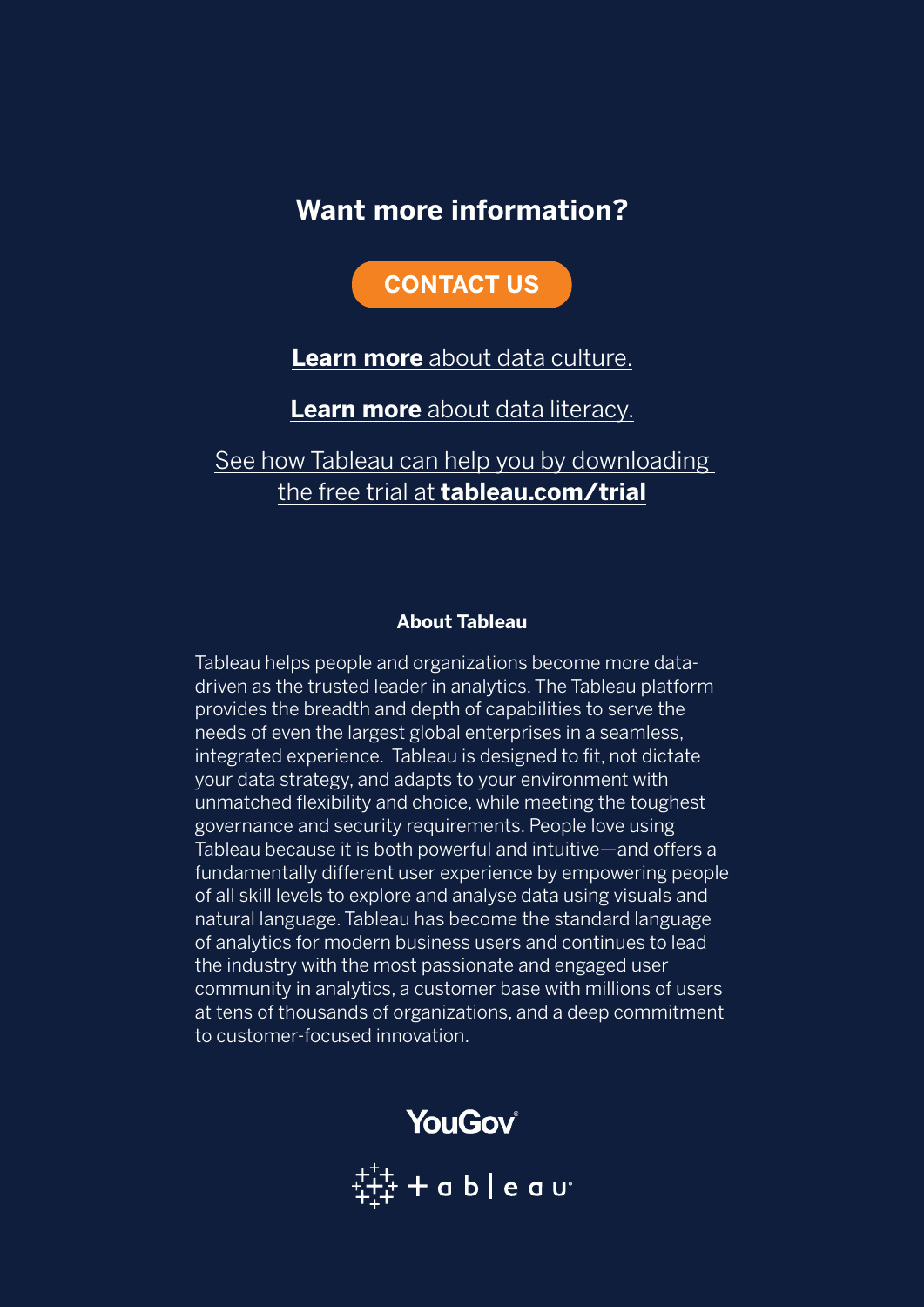## Want more information?

**CONTACT US**

**Learn more** about data culture.

**Learn more** about data literacy.

See how Tableau can help you by downloading the free trial at **tableau.com/trial**

### About Tableau

Tableau helps people and organizations become more data-driven as the trusted leader in analytics. The Tableau platform provides the breadth and depth of capabilities to serve the needs of even the largest global enterprises in a seamless, integrated experience. Tableau is designed to fit, not dictate your data strategy, and adapts to your environment with unmatched flexibility and choice, while meeting the toughest governance and security requirements. People love using Tableau because it is both powerful and intuitive—and offers a fundamentally different user experience by empowering people of all skill levels to explore and analyse data using visuals and natural language. Tableau has become the standard language of analytics for modern business users and continues to lead the industry with the most passionate and engaged user community in analytics, a customer base with millions of users at tens of thousands of organizations, and a deep commitment to customer-focused innovation.

YouGov

tableau